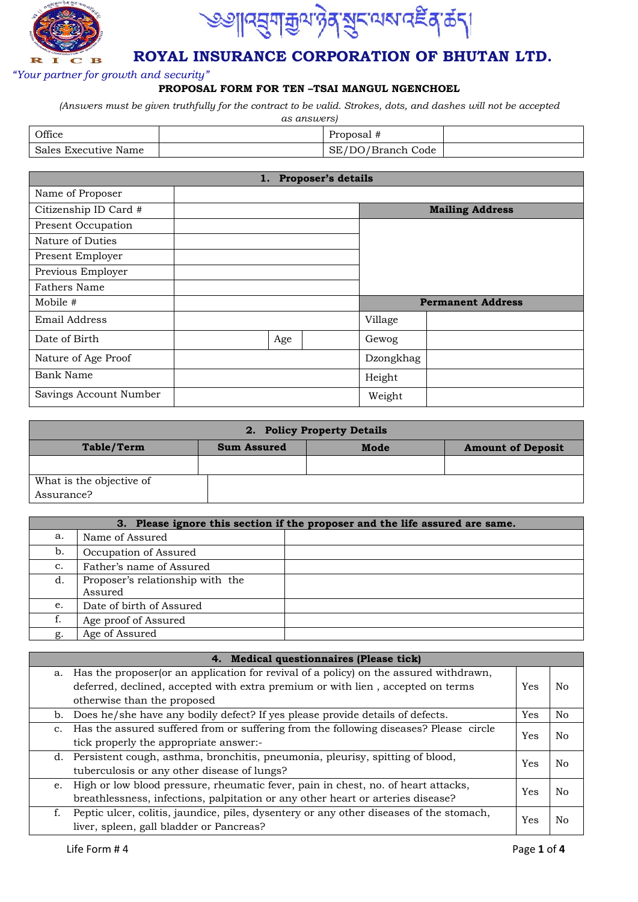ཨཱ།།འབྲུག་རྒྱལ་ཉེན་སྲུང་ལས་འཛིན་ཚན།

# ROYAL INSURANCE CORPORATION OF BHUTAN LTD.

*"Your partner for growth and security"*

**PROPOSAL FORM FOR TEN –TSAI MANGUL NGENCHOEL**

*(Answers must be given truthfully for the contract to be valid. Strokes, dots, and dashes will not be accepted as answers)*

| Office | | Proposal # | |
|---|---|---|---|
| Sales Executive Name | | SE/DO/Branch Code | |

| **1. Proposer's details** | | | | | |
|---|---|---|---|---|---|
| Name of Proposer | | | | | |
| Citizenship ID Card # | | | | **Mailing Address** | |
| Present Occupation | | | | | |
| Nature of Duties | | | | | |
| Present Employer | | | | | |
| Previous Employer | | | | | |
| Fathers Name | | | | | |
| Mobile # | | | | **Permanent Address** | |
| Email Address | | | | Village | |
| Date of Birth | | Age | | Gewog | |
| Nature of Age Proof | | | | Dzongkhag | |
| Bank Name | | | | Height | |
| Savings Account Number | | | | Weight | |

| **2. Policy Property Details** | | | |
|---|---|---|---|
| **Table/Term** | **Sum Assured** | **Mode** | **Amount of Deposit** |
| | | | |
| What is the objective of Assurance? | | | |

| **3. Please ignore this section if the proposer and the life assured are same.** | | |
|---|---|---|
| a. | Name of Assured | |
| b. | Occupation of Assured | |
| c. | Father's name of Assured | |
| d. | Proposer's relationship with the Assured | |
| e. | Date of birth of Assured | |
| f. | Age proof of Assured | |
| g. | Age of Assured | |

| **4. Medical questionnaires (Please tick)** | | |
|---|---|---|
| a. Has the proposer(or an application for revival of a policy) on the assured withdrawn, deferred, declined, accepted with extra premium or with lien , accepted on terms otherwise than the proposed | Yes | No |
| b. Does he/she have any bodily defect? If yes please provide details of defects. | Yes | No |
| c. Has the assured suffered from or suffering from the following diseases? Please circle tick properly the appropriate answer:- | Yes | No |
| d. Persistent cough, asthma, bronchitis, pneumonia, pleurisy, spitting of blood, tuberculosis or any other disease of lungs? | Yes | No |
| e. High or low blood pressure, rheumatic fever, pain in chest, no. of heart attacks, breathlessness, infections, palpitation or any other heart or arteries disease? | Yes | No |
| f. Peptic ulcer, colitis, jaundice, piles, dysentery or any other diseases of the stomach, liver, spleen, gall bladder or Pancreas? | Yes | No |

Life Form # 4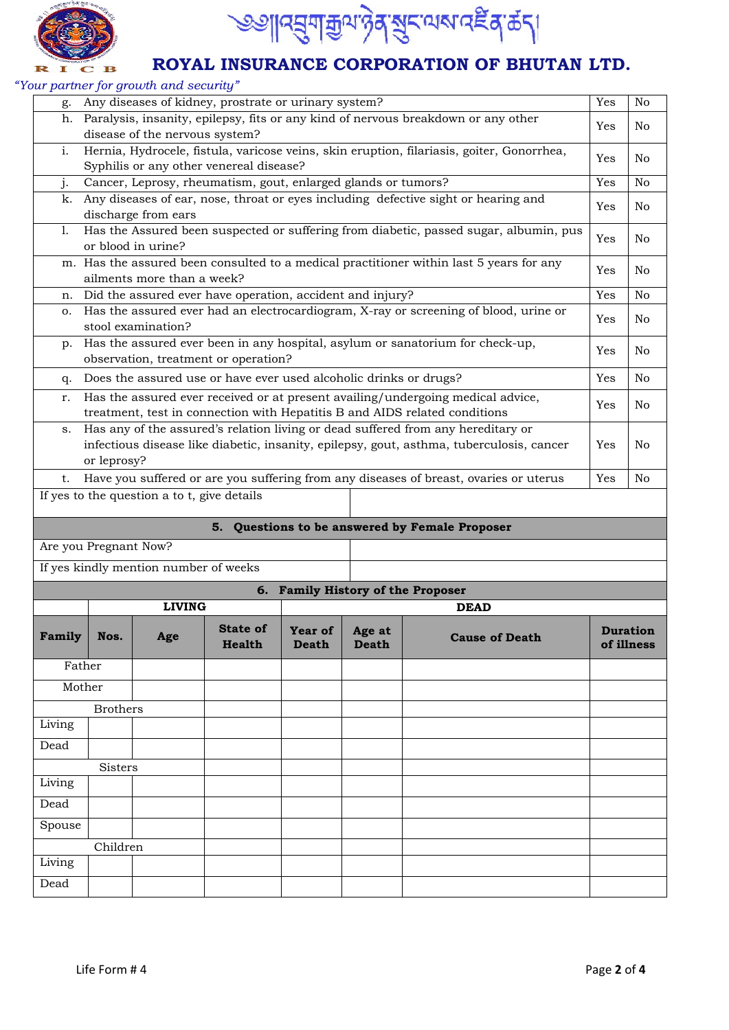# ཨ༔།འབྲུག་རྒྱལ་ཉེན་སྲུང་ལས་འཛིན་ཚད།

# ROYAL INSURANCE CORPORATION OF BHUTAN LTD.

*"Your partner for growth and security"*

| | | | |
|---|---|---|---|
| g. | Any diseases of kidney, prostrate or urinary system? | Yes | No |
| h. | Paralysis, insanity, epilepsy, fits or any kind of nervous breakdown or any other disease of the nervous system? | Yes | No |
| i. | Hernia, Hydrocele, fistula, varicose veins, skin eruption, filariasis, goiter, Gonorrhea, Syphilis or any other venereal disease? | Yes | No |
| j. | Cancer, Leprosy, rheumatism, gout, enlarged glands or tumors? | Yes | No |
| k. | Any diseases of ear, nose, throat or eyes including defective sight or hearing and discharge from ears | Yes | No |
| l. | Has the Assured been suspected or suffering from diabetic, passed sugar, albumin, pus or blood in urine? | Yes | No |
| m. | Has the assured been consulted to a medical practitioner within last 5 years for any ailments more than a week? | Yes | No |
| n. | Did the assured ever have operation, accident and injury? | Yes | No |
| o. | Has the assured ever had an electrocardiogram, X-ray or screening of blood, urine or stool examination? | Yes | No |
| p. | Has the assured ever been in any hospital, asylum or sanatorium for check-up, observation, treatment or operation? | Yes | No |
| q. | Does the assured use or have ever used alcoholic drinks or drugs? | Yes | No |
| r. | Has the assured ever received or at present availing/undergoing medical advice, treatment, test in connection with Hepatitis B and AIDS related conditions | Yes | No |
| s. | Has any of the assured's relation living or dead suffered from any hereditary or infectious disease like diabetic, insanity, epilepsy, gout, asthma, tuberculosis, cancer or leprosy? | Yes | No |
| t. | Have you suffered or are you suffering from any diseases of breast, ovaries or uterus | Yes | No |

| | |
|---|---|
| If yes to the question a to t, give details | |

## 5. Questions to be answered by Female Proposer

| | |
|---|---|
| Are you Pregnant Now? | |
| If yes kindly mention number of weeks | |

## 6. Family History of the Proposer

| | LIVING | | | DEAD | | | |
|---|---|---|---|---|---|---|---|
| **Family** | **Nos.** | **Age** | **State of Health** | **Year of Death** | **Age at Death** | **Cause of Death** | **Duration of illness** |
| Father | | | | | | | |
| Mother | | | | | | | |
| Brothers | | | | | | | |
| Living | | | | | | | |
| Dead | | | | | | | |
| Sisters | | | | | | | |
| Living | | | | | | | |
| Dead | | | | | | | |
| Spouse | | | | | | | |
| Children | | | | | | | |
| Living | | | | | | | |
| Dead | | | | | | | |

Life Form # 4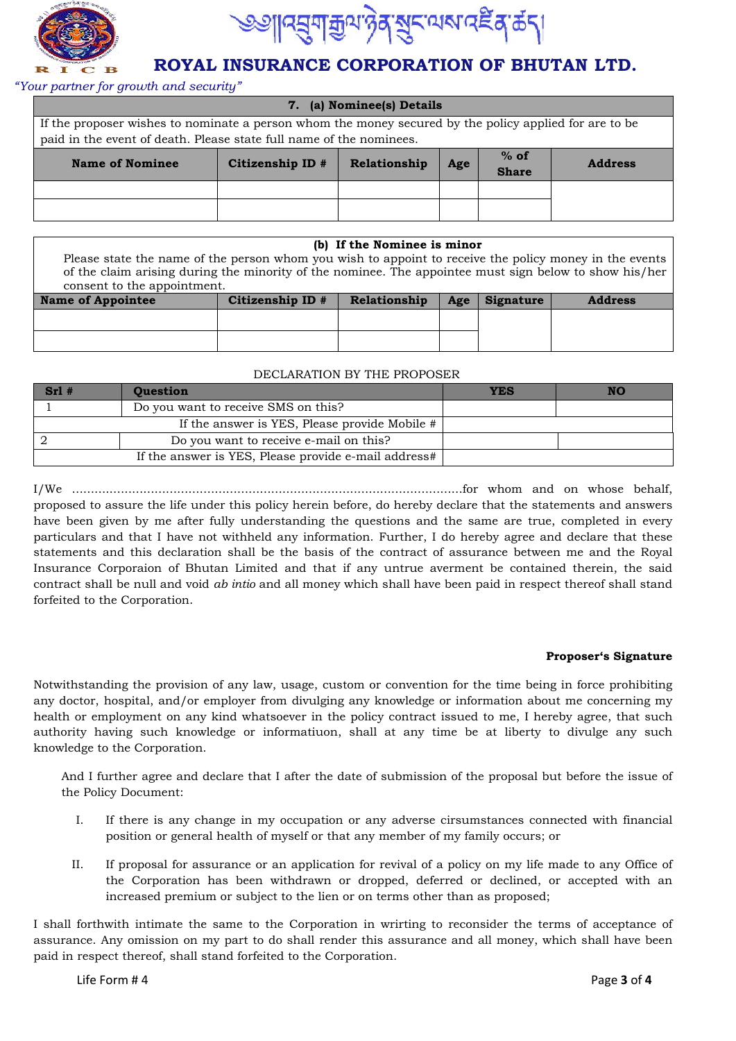# ROYAL INSURANCE CORPORATION OF BHUTAN LTD.

*"Your partner for growth and security"*

| 7. (a) Nominee(s) Details | | | | | |
|---|---|---|---|---|---|
| If the proposer wishes to nominate a person whom the money secured by the policy applied for are to be paid in the event of death. Please state full name of the nominees. | | | | | |
| **Name of Nominee** | **Citizenship ID #** | **Relationship** | **Age** | **% of Share** | **Address** |
| | | | | | |
| | | | | | |

| (b) If the Nominee is minor | | | | | |
|---|---|---|---|---|---|
| Please state the name of the person whom you wish to appoint to receive the policy money in the events of the claim arising during the minority of the nominee. The appointee must sign below to show his/her consent to the appointment. | | | | | |
| **Name of Appointee** | **Citizenship ID #** | **Relationship** | **Age** | **Signature** | **Address** |
| | | | | | |
| | | | | | |

DECLARATION BY THE PROPOSER

| Srl # | Question | YES | NO |
|---|---|---|---|
| 1 | Do you want to receive SMS on this? | | |
| | If the answer is YES, Please provide Mobile # | | |
| 2 | Do you want to receive e-mail on this? | | |
| | If the answer is YES, Please provide e-mail address# | | |

I/We ...........................................................................................................for whom and on whose behalf, proposed to assure the life under this policy herein before, do hereby declare that the statements and answers have been given by me after fully understanding the questions and the same are true, completed in every particulars and that I have not withheld any information. Further, I do hereby agree and declare that these statements and this declaration shall be the basis of the contract of assurance between me and the Royal Insurance Corporaion of Bhutan Limited and that if any untrue averment be contained therein, the said contract shall be null and void *ab intio* and all money which shall have been paid in respect thereof shall stand forfeited to the Corporation.

**Proposer's Signature**

Notwithstanding the provision of any law, usage, custom or convention for the time being in force prohibiting any doctor, hospital, and/or employer from divulging any knowledge or information about me concerning my health or employment on any kind whatsoever in the policy contract issued to me, I hereby agree, that such authority having such knowledge or informatiuon, shall at any time be at liberty to divulge any such knowledge to the Corporation.

And I further agree and declare that I after the date of submission of the proposal but before the issue of the Policy Document:

I. If there is any change in my occupation or any adverse cirsumstances connected with financial position or general health of myself or that any member of my family occurs; or

II. If proposal for assurance or an application for revival of a policy on my life made to any Office of the Corporation has been withdrawn or dropped, deferred or declined, or accepted with an increased premium or subject to the lien or on terms other than as proposed;

I shall forthwith intimate the same to the Corporation in wrirting to reconsider the terms of acceptance of assurance. Any omission on my part to do shall render this assurance and all money, which shall have been paid in respect thereof, shall stand forfeited to the Corporation.

Life Form # 4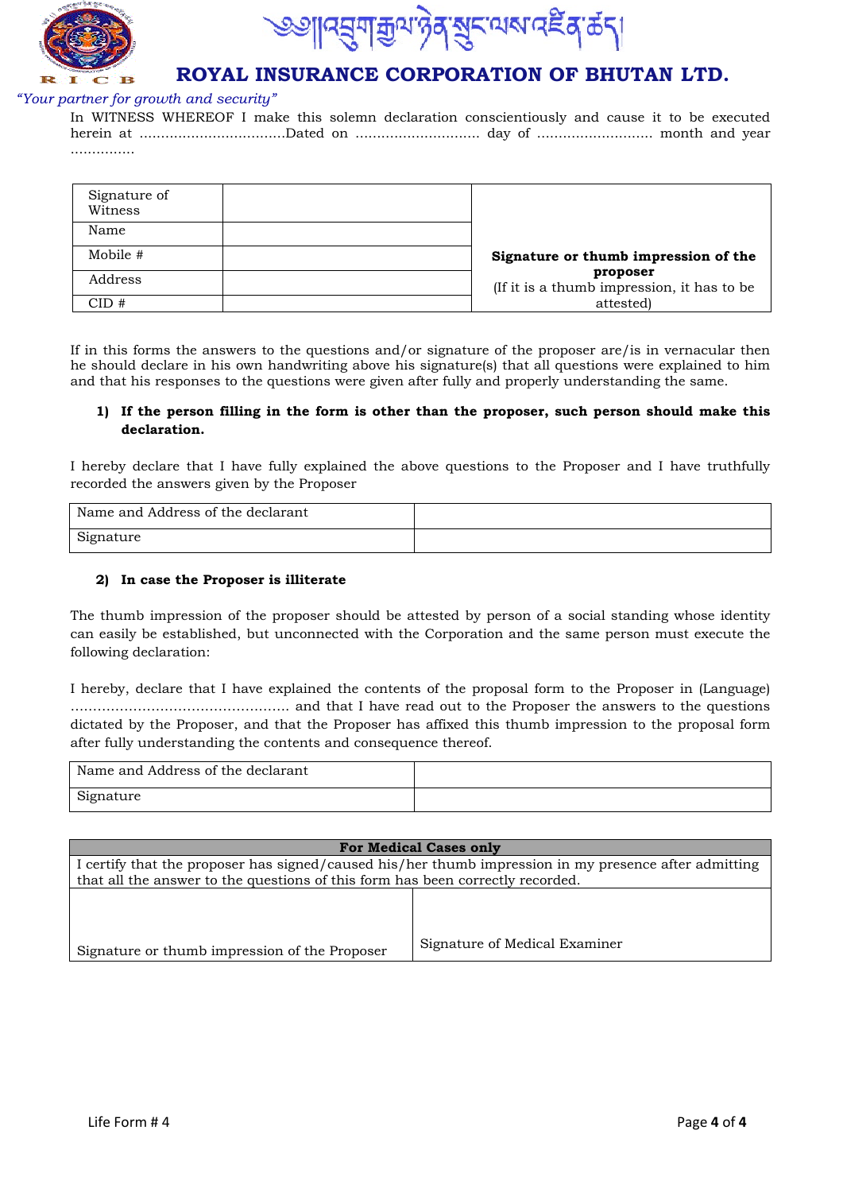ཨོཾ་འབྲུག་རྒྱལ་ཉེན་སྲུང་ལས་འཛིན་ཚད།

# ROYAL INSURANCE CORPORATION OF BHUTAN LTD.

*"Your partner for growth and security"*

In WITNESS WHEREOF I make this solemn declaration conscientiously and cause it to be executed herein at ..................................Dated on ............................. day of ........................... month and year ...............

| | | |
|---|---|---|
| Signature of Witness | | **Signature or thumb impression of the proposer** (If it is a thumb impression, it has to be attested) |
| Name | | |
| Mobile # | | |
| Address | | |
| CID # | | |

If in this forms the answers to the questions and/or signature of the proposer are/is in vernacular then he should declare in his own handwriting above his signature(s) that all questions were explained to him and that his responses to the questions were given after fully and properly understanding the same.

**1) If the person filling in the form is other than the proposer, such person should make this declaration.**

I hereby declare that I have fully explained the above questions to the Proposer and I have truthfully recorded the answers given by the Proposer

| | |
|---|---|
| Name and Address of the declarant | |
| Signature | |

**2) In case the Proposer is illiterate**

The thumb impression of the proposer should be attested by person of a social standing whose identity can easily be established, but unconnected with the Corporation and the same person must execute the following declaration:

I hereby, declare that I have explained the contents of the proposal form to the Proposer in (Language) ................................................ and that I have read out to the Proposer the answers to the questions dictated by the Proposer, and that the Proposer has affixed this thumb impression to the proposal form after fully understanding the contents and consequence thereof.

| | |
|---|---|
| Name and Address of the declarant | |
| Signature | |

| **For Medical Cases only** | |
|---|---|
| I certify that the proposer has signed/caused his/her thumb impression in my presence after admitting that all the answer to the questions of this form has been correctly recorded. | |
| Signature or thumb impression of the Proposer | Signature of Medical Examiner |

Life Form # 4